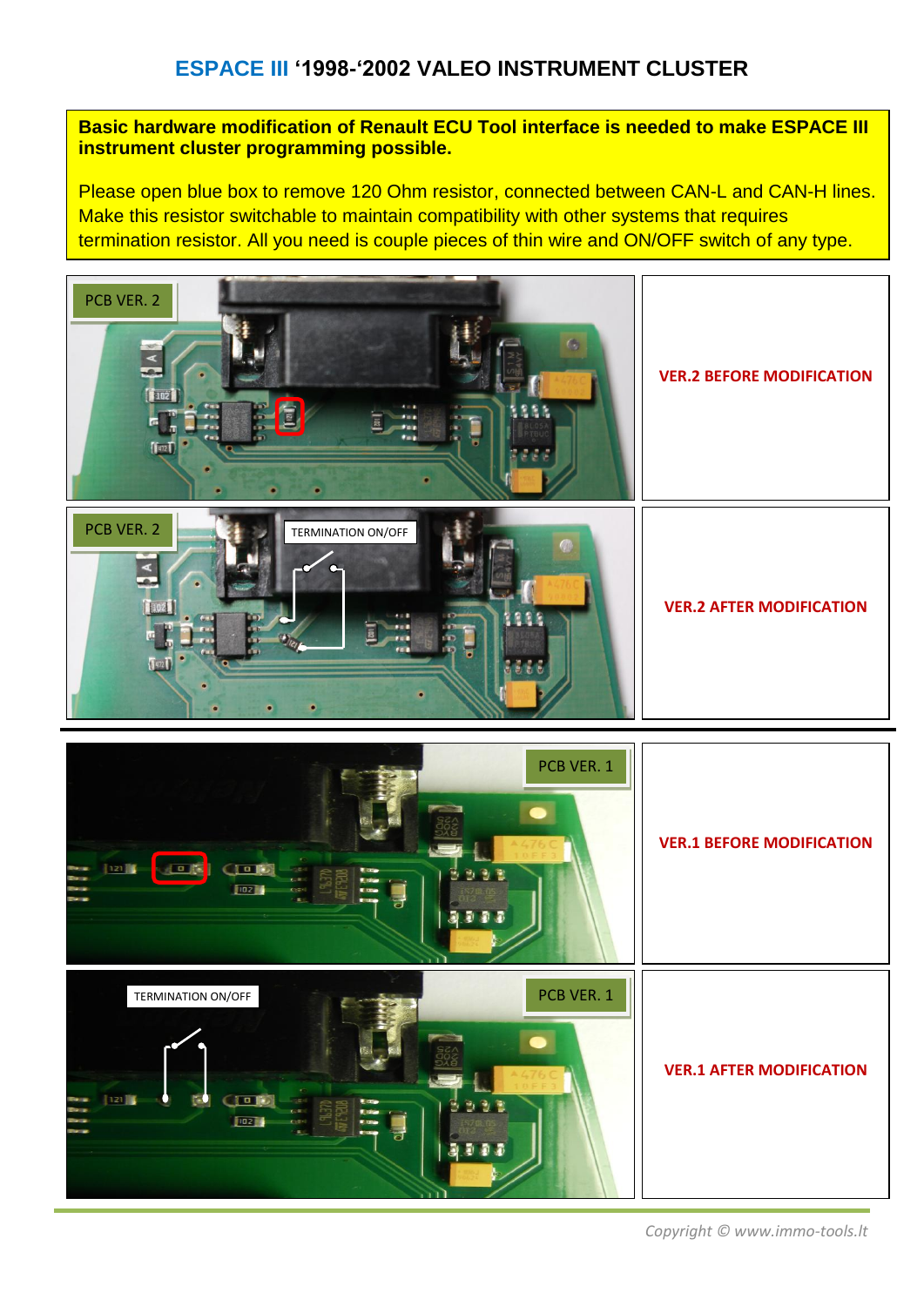# ESPACE III '1998-'2002 VALEO INSTRUMENT CLUSTER

**Basic hardware modification of Renault ECU Tool interface is needed to make ESPACE III instrument cluster programming possible.**

Please open blue box to remove 120 Ohm resistor, connected between CAN-L and CAN-H lines. Make this resistor switchable to maintain compatibility with other systems that requires termination resistor. All you need is couple pieces of thin wire and ON/OFF switch of any type.

| PCB VER. 2 | **VER.2 BEFORE MODIFICATION** |
|---|---|
| PCB VER. 2 – TERMINATION ON/OFF | **VER.2 AFTER MODIFICATION** |
| PCB VER. 1 | **VER.1 BEFORE MODIFICATION** |
| PCB VER. 1 – TERMINATION ON/OFF | **VER.1 AFTER MODIFICATION** |

*Copyright © www.immo-tools.lt*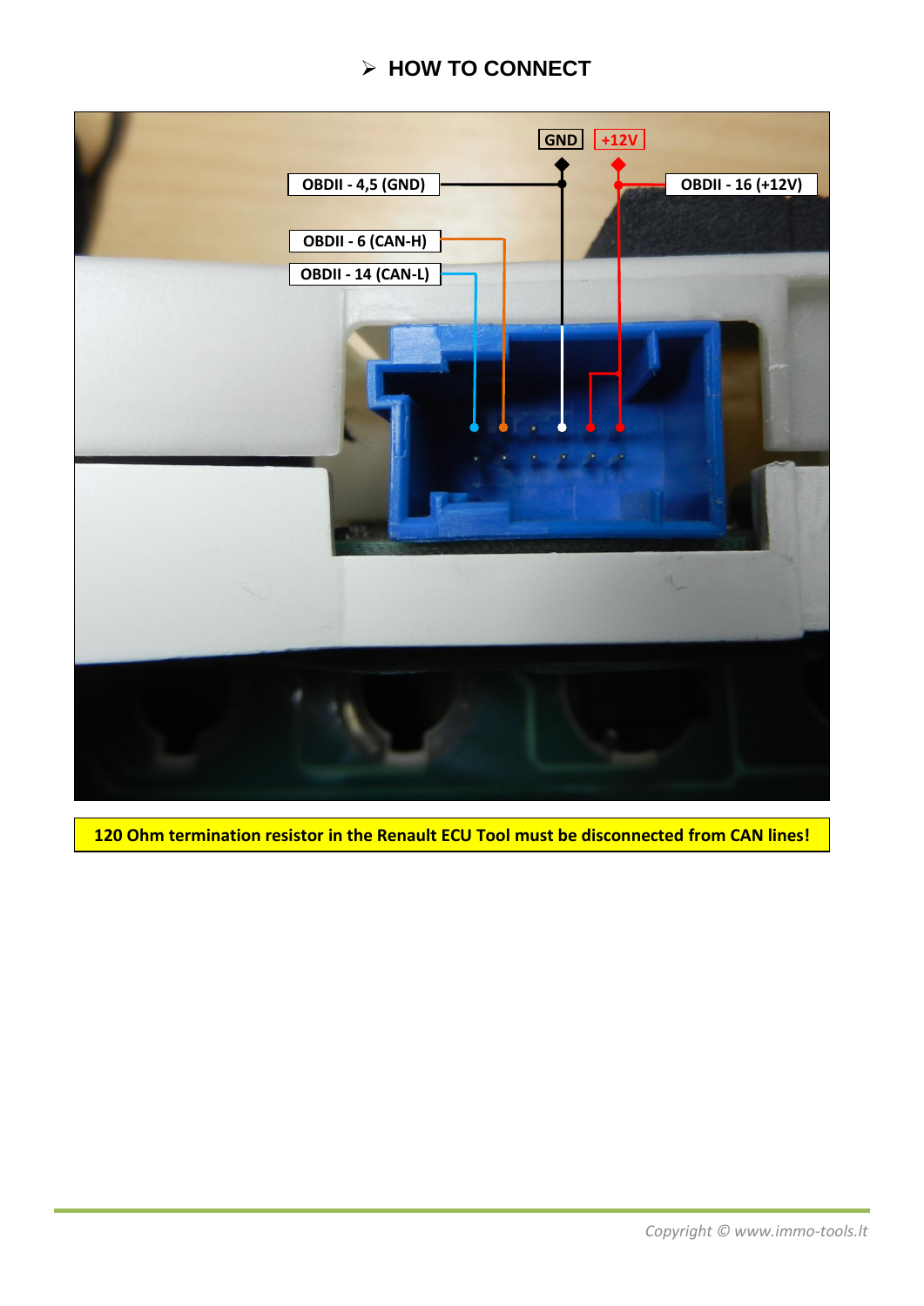## ➢ HOW TO CONNECT

GND

+12V

OBDII - 4,5 (GND)

OBDII - 16 (+12V)

OBDII - 6 (CAN-H)

OBDII - 14 (CAN-L)

**120 Ohm termination resistor in the Renault ECU Tool must be disconnected from CAN lines!**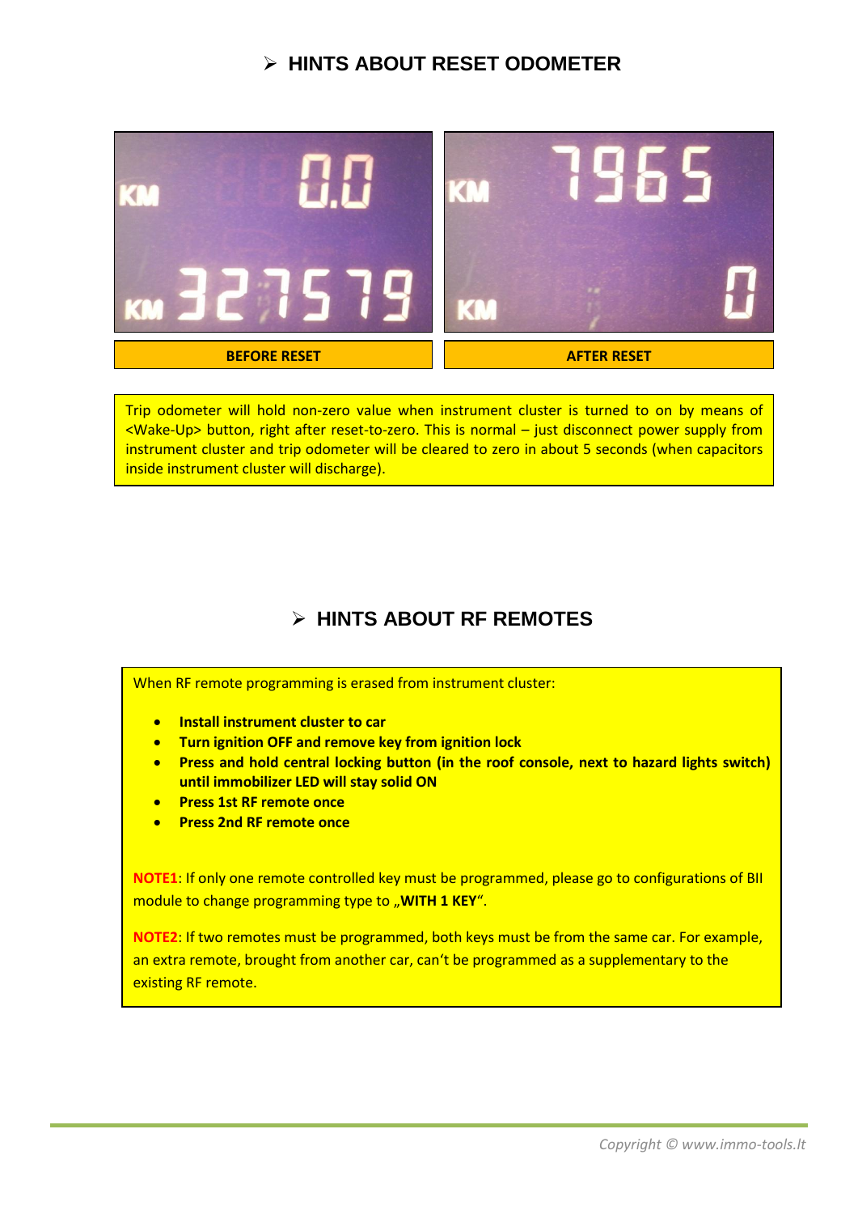## ➢ HINTS ABOUT RESET ODOMETER

**BEFORE RESET**

**AFTER RESET**

Trip odometer will hold non-zero value when instrument cluster is turned to on by means of <Wake-Up> button, right after reset-to-zero. This is normal – just disconnect power supply from instrument cluster and trip odometer will be cleared to zero in about 5 seconds (when capacitors inside instrument cluster will discharge).

## ➢ HINTS ABOUT RF REMOTES

When RF remote programming is erased from instrument cluster:

- **Install instrument cluster to car**
- **Turn ignition OFF and remove key from ignition lock**
- **Press and hold central locking button (in the roof console, next to hazard lights switch) until immobilizer LED will stay solid ON**
- **Press 1st RF remote once**
- **Press 2nd RF remote once**

**NOTE1**: If only one remote controlled key must be programmed, please go to configurations of BII module to change programming type to „**WITH 1 KEY**“.

**NOTE2**: If two remotes must be programmed, both keys must be from the same car. For example, an extra remote, brought from another car, can't be programmed as a supplementary to the existing RF remote.

*Copyright © www.immo-tools.lt*